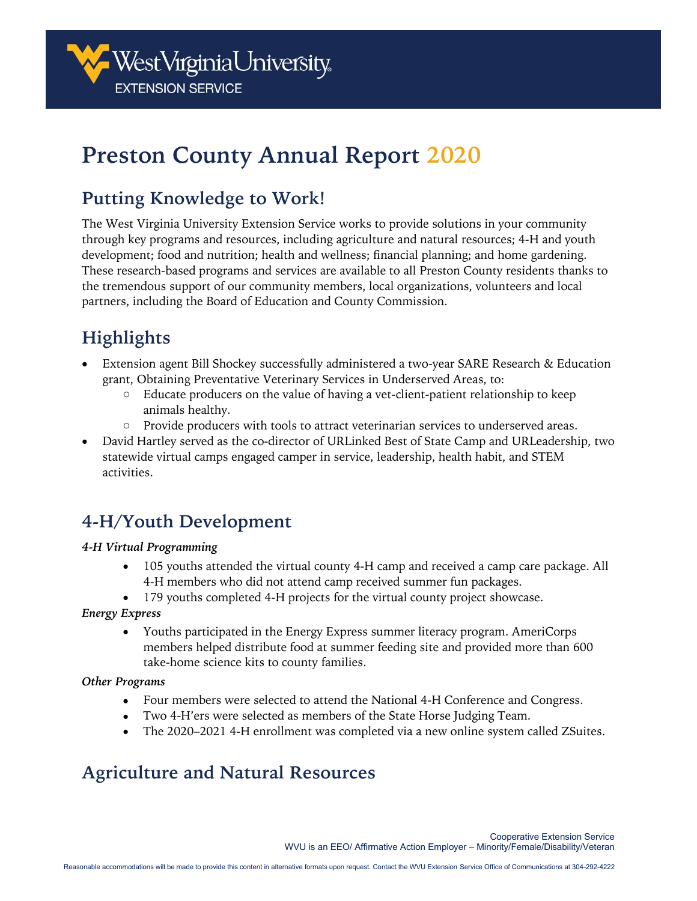# Preston County Annual Report 2020

## Putting Knowledge to Work!

The West Virginia University Extension Service works to provide solutions in your community through key programs and resources, including agriculture and natural resources; 4-H and youth development; food and nutrition; health and wellness; financial planning; and home gardening. These research-based programs and services are available to all Preston County residents thanks to the tremendous support of our community members, local organizations, volunteers and local partners, including the Board of Education and County Commission.

## Highlights

- Extension agent Bill Shockey successfully administered a two-year SARE Research & Education grant, Obtaining Preventative Veterinary Services in Underserved Areas, to:
  - Educate producers on the value of having a vet-client-patient relationship to keep animals healthy.
  - Provide producers with tools to attract veterinarian services to underserved areas.
- David Hartley served as the co-director of URLinked Best of State Camp and URLeadership, two statewide virtual camps engaged camper in service, leadership, health habit, and STEM activities.

## 4-H/Youth Development

***4-H Virtual Programming***

- 105 youths attended the virtual county 4-H camp and received a camp care package. All 4-H members who did not attend camp received summer fun packages.
- 179 youths completed 4-H projects for the virtual county project showcase.

***Energy Express***

- Youths participated in the Energy Express summer literacy program. AmeriCorps members helped distribute food at summer feeding site and provided more than 600 take-home science kits to county families.

***Other Programs***

- Four members were selected to attend the National 4-H Conference and Congress.
- Two 4-H'ers were selected as members of the State Horse Judging Team.
- The 2020–2021 4-H enrollment was completed via a new online system called ZSuites.

## Agriculture and Natural Resources

Cooperative Extension Service
WVU is an EEO/ Affirmative Action Employer – Minority/Female/Disability/Veteran

Reasonable accommodations will be made to provide this content in alternative formats upon request. Contact the WVU Extension Service Office of Communications at 304-292-4222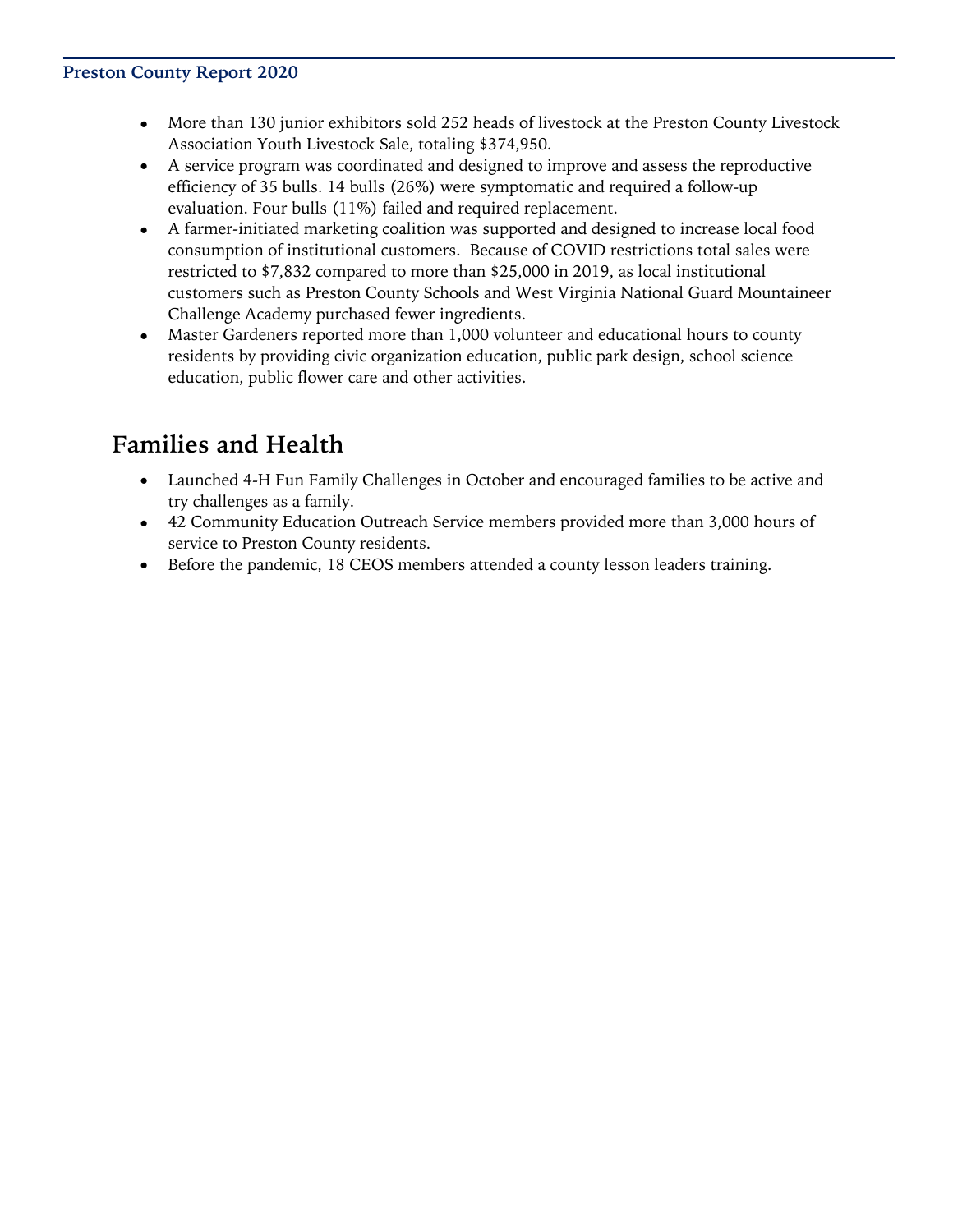- More than 130 junior exhibitors sold 252 heads of livestock at the Preston County Livestock Association Youth Livestock Sale, totaling $374,950.
- A service program was coordinated and designed to improve and assess the reproductive efficiency of 35 bulls. 14 bulls (26%) were symptomatic and required a follow-up evaluation. Four bulls (11%) failed and required replacement.
- A farmer-initiated marketing coalition was supported and designed to increase local food consumption of institutional customers. Because of COVID restrictions total sales were restricted to $7,832 compared to more than $25,000 in 2019, as local institutional customers such as Preston County Schools and West Virginia National Guard Mountaineer Challenge Academy purchased fewer ingredients.
- Master Gardeners reported more than 1,000 volunteer and educational hours to county residents by providing civic organization education, public park design, school science education, public flower care and other activities.

## Families and Health

- Launched 4-H Fun Family Challenges in October and encouraged families to be active and try challenges as a family.
- 42 Community Education Outreach Service members provided more than 3,000 hours of service to Preston County residents.
- Before the pandemic, 18 CEOS members attended a county lesson leaders training.